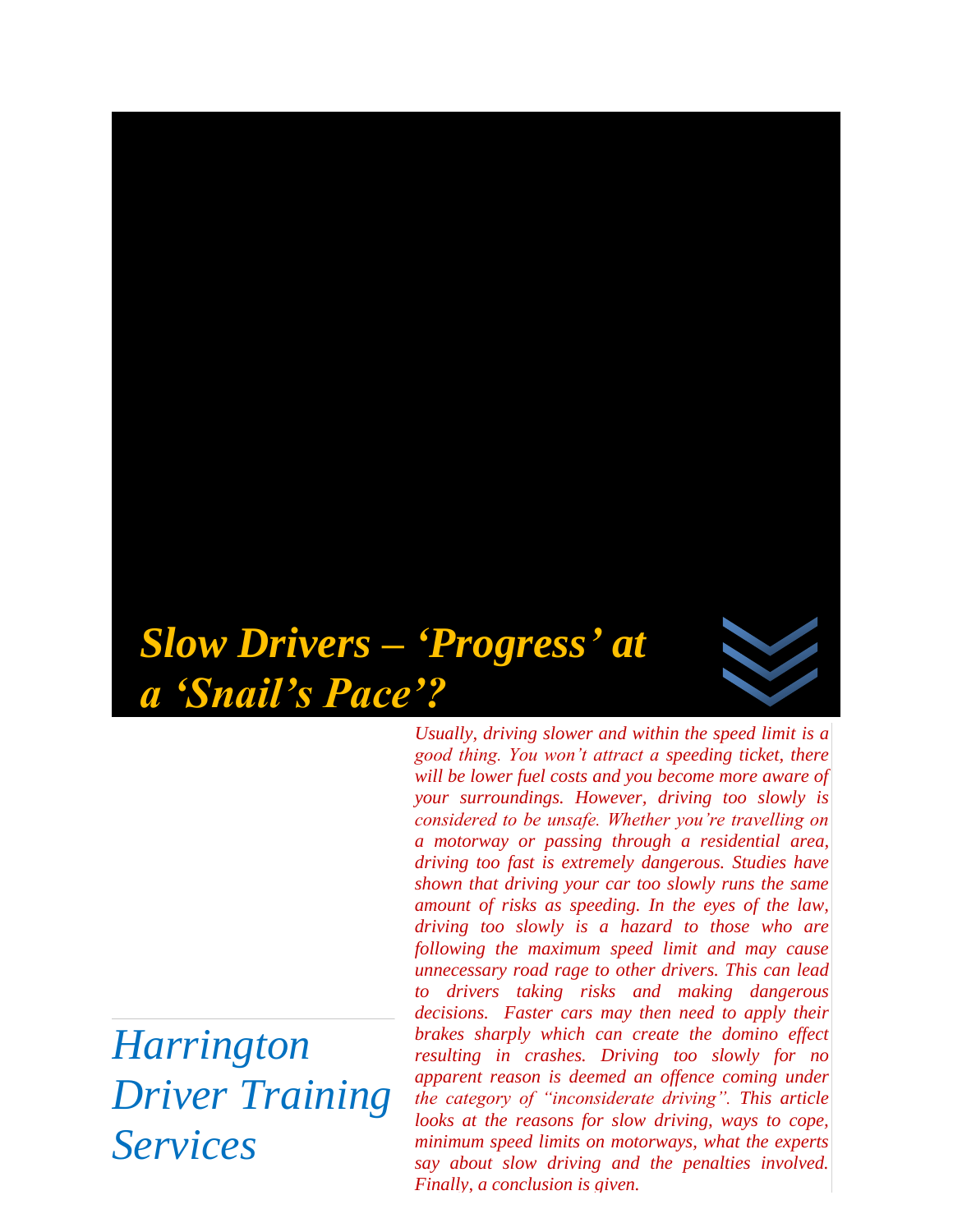# *Slow Drivers – 'Progress' at a 'Snail's Pace'?*

*Harrington Driver Training Services*

*Usually, driving slower and within the speed limit is a good thing. You won't attract a speeding ticket, there will be lower fuel costs and you become more aware of your surroundings. However, driving too slowly is considered to be unsafe. Whether you're travelling on a motorway or passing through a residential area, driving too fast is extremely dangerous. Studies have shown that driving your car too slowly runs the same amount of risks as speeding. In the eyes of the law, driving too slowly is a hazard to those who are following the maximum speed limit and may cause unnecessary road rage to other drivers. This can lead to drivers taking risks and making dangerous decisions. Faster cars may then need to apply their brakes sharply which can create the domino effect resulting in crashes. Driving too slowly for no apparent reason is deemed an offence coming under the category of "inconsiderate driving". This article looks at the reasons for slow driving, ways to cope, minimum speed limits on motorways, what the experts say about slow driving and the penalties involved. Finally, a conclusion is given.*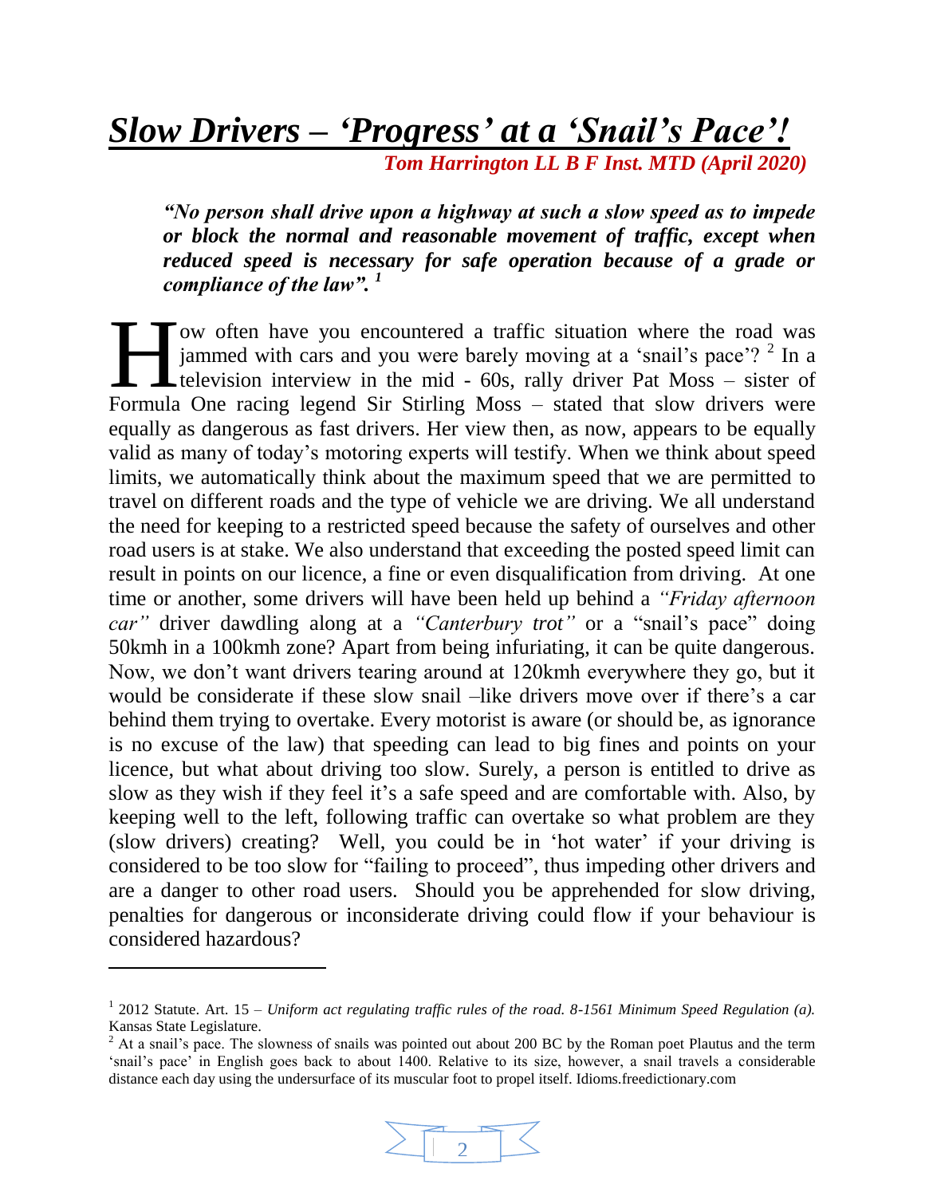# *Slow Drivers – 'Progress' at a 'Snail's Pace'!*

***Tom Harrington LL B F Inst. MTD (April 2020)***

> ***"No person shall drive upon a highway at such a slow speed as to impede or block the normal and reasonable movement of traffic, except when reduced speed is necessary for safe operation because of a grade or compliance of the law".*** [1]

How often have you encountered a traffic situation where the road was jammed with cars and you were barely moving at a 'snail's pace'? [2] In a television interview in the mid - 60s, rally driver Pat Moss – sister of Formula One racing legend Sir Stirling Moss – stated that slow drivers were equally as dangerous as fast drivers. Her view then, as now, appears to be equally valid as many of today's motoring experts will testify. When we think about speed limits, we automatically think about the maximum speed that we are permitted to travel on different roads and the type of vehicle we are driving. We all understand the need for keeping to a restricted speed because the safety of ourselves and other road users is at stake. We also understand that exceeding the posted speed limit can result in points on our licence, a fine or even disqualification from driving. At one time or another, some drivers will have been held up behind a *"Friday afternoon car"* driver dawdling along at a *"Canterbury trot"* or a "snail's pace" doing 50kmh in a 100kmh zone? Apart from being infuriating, it can be quite dangerous. Now, we don't want drivers tearing around at 120kmh everywhere they go, but it would be considerate if these slow snail –like drivers move over if there's a car behind them trying to overtake. Every motorist is aware (or should be, as ignorance is no excuse of the law) that speeding can lead to big fines and points on your licence, but what about driving too slow. Surely, a person is entitled to drive as slow as they wish if they feel it's a safe speed and are comfortable with. Also, by keeping well to the left, following traffic can overtake so what problem are they (slow drivers) creating? Well, you could be in 'hot water' if your driving is considered to be too slow for "failing to proceed", thus impeding other drivers and are a danger to other road users. Should you be apprehended for slow driving, penalties for dangerous or inconsiderate driving could flow if your behaviour is considered hazardous?

---

[1] 2012 Statute. Art. 15 – *Uniform act regulating traffic rules of the road. 8-1561 Minimum Speed Regulation (a).* Kansas State Legislature.

[2] At a snail's pace. The slowness of snails was pointed out about 200 BC by the Roman poet Plautus and the term 'snail's pace' in English goes back to about 1400. Relative to its size, however, a snail travels a considerable distance each day using the undersurface of its muscular foot to propel itself. Idioms.freedictionary.com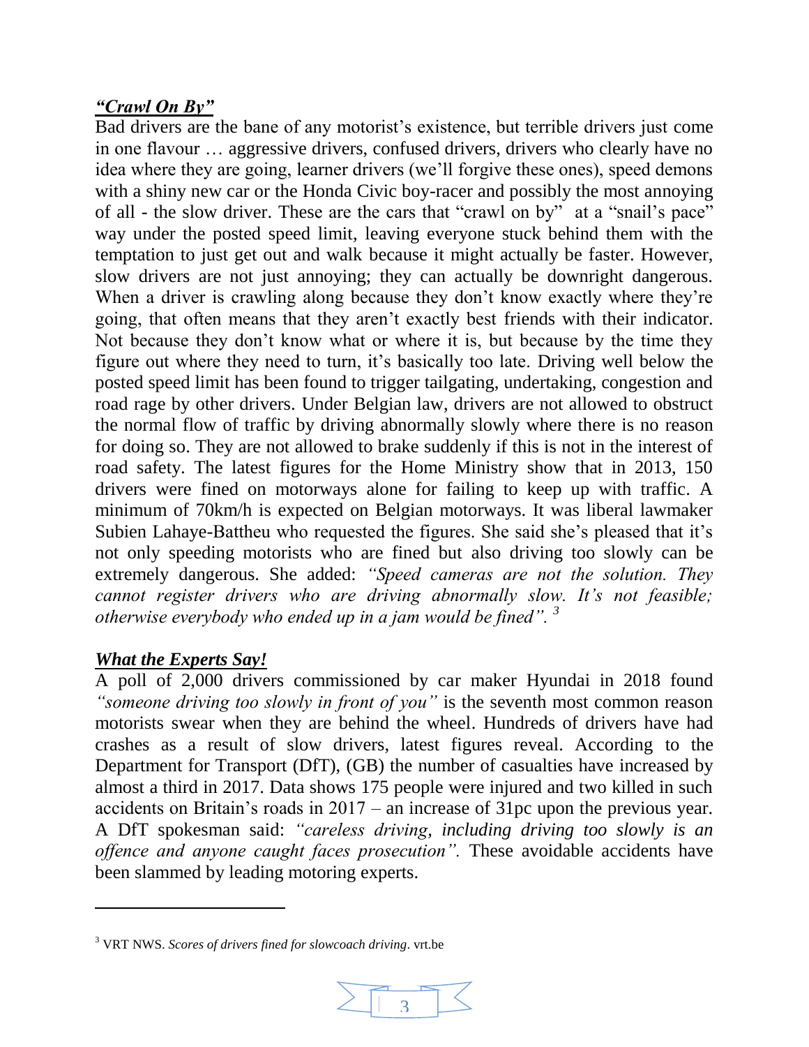## ***"Crawl On By"***

Bad drivers are the bane of any motorist's existence, but terrible drivers just come in one flavour … aggressive drivers, confused drivers, drivers who clearly have no idea where they are going, learner drivers (we'll forgive these ones), speed demons with a shiny new car or the Honda Civic boy-racer and possibly the most annoying of all - the slow driver. These are the cars that "crawl on by" at a "snail's pace" way under the posted speed limit, leaving everyone stuck behind them with the temptation to just get out and walk because it might actually be faster. However, slow drivers are not just annoying; they can actually be downright dangerous. When a driver is crawling along because they don't know exactly where they're going, that often means that they aren't exactly best friends with their indicator. Not because they don't know what or where it is, but because by the time they figure out where they need to turn, it's basically too late. Driving well below the posted speed limit has been found to trigger tailgating, undertaking, congestion and road rage by other drivers. Under Belgian law, drivers are not allowed to obstruct the normal flow of traffic by driving abnormally slowly where there is no reason for doing so. They are not allowed to brake suddenly if this is not in the interest of road safety. The latest figures for the Home Ministry show that in 2013, 150 drivers were fined on motorways alone for failing to keep up with traffic. A minimum of 70km/h is expected on Belgian motorways. It was liberal lawmaker Subien Lahaye-Battheu who requested the figures. She said she's pleased that it's not only speeding motorists who are fined but also driving too slowly can be extremely dangerous. She added: *"Speed cameras are not the solution. They cannot register drivers who are driving abnormally slow. It's not feasible; otherwise everybody who ended up in a jam would be fined".* [3]

## ***What the Experts Say!***

A poll of 2,000 drivers commissioned by car maker Hyundai in 2018 found *"someone driving too slowly in front of you"* is the seventh most common reason motorists swear when they are behind the wheel. Hundreds of drivers have had crashes as a result of slow drivers, latest figures reveal. According to the Department for Transport (DfT), (GB) the number of casualties have increased by almost a third in 2017. Data shows 175 people were injured and two killed in such accidents on Britain's roads in 2017 – an increase of 31pc upon the previous year. A DfT spokesman said: *"careless driving, including driving too slowly is an offence and anyone caught faces prosecution".* These avoidable accidents have been slammed by leading motoring experts.

---

[3] VRT NWS. *Scores of drivers fined for slowcoach driving*. vrt.be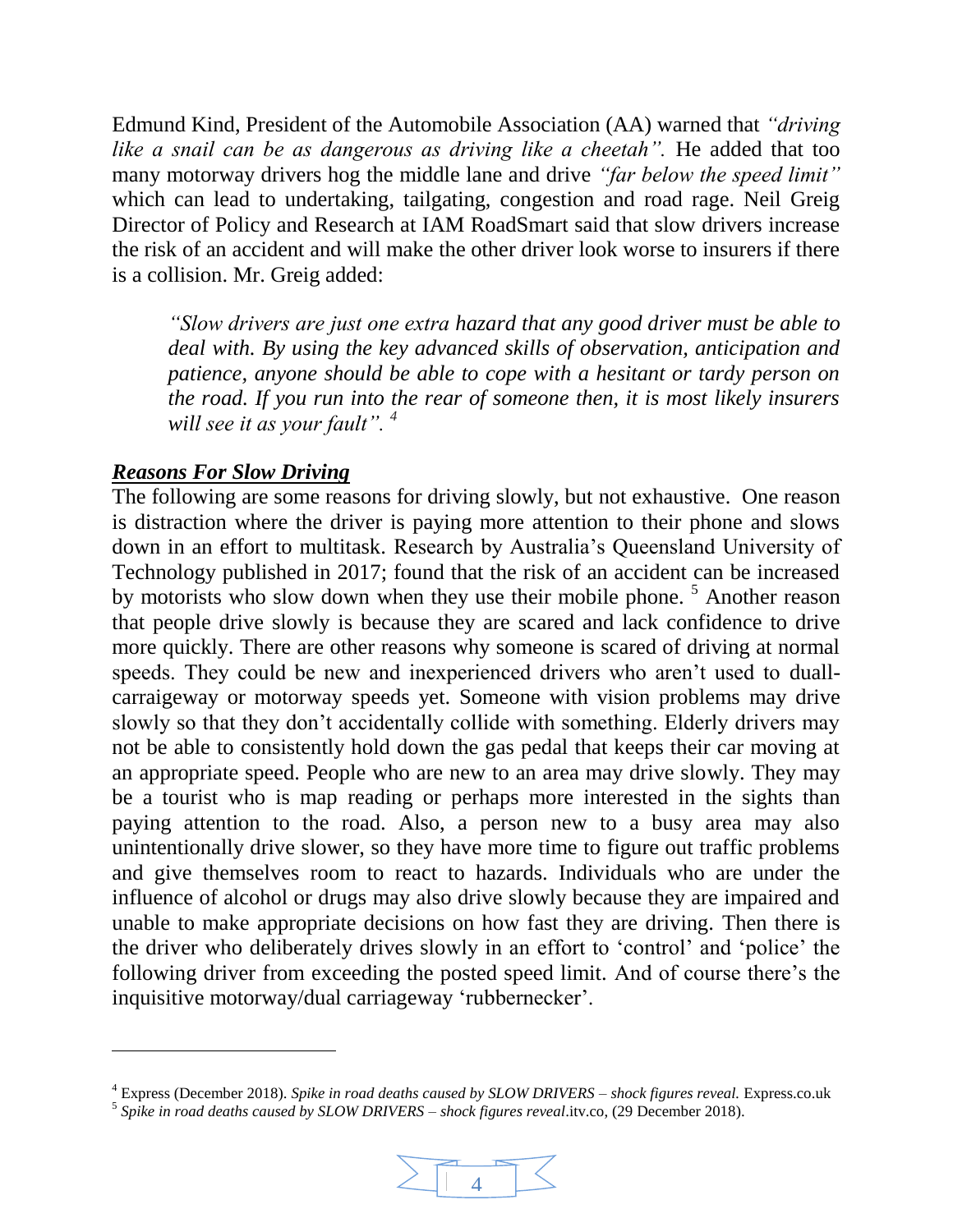Edmund Kind, President of the Automobile Association (AA) warned that *"driving like a snail can be as dangerous as driving like a cheetah".* He added that too many motorway drivers hog the middle lane and drive *"far below the speed limit"* which can lead to undertaking, tailgating, congestion and road rage. Neil Greig Director of Policy and Research at IAM RoadSmart said that slow drivers increase the risk of an accident and will make the other driver look worse to insurers if there is a collision. Mr. Greig added:

> *"Slow drivers are just one extra hazard that any good driver must be able to deal with. By using the key advanced skills of observation, anticipation and patience, anyone should be able to cope with a hesitant or tardy person on the road. If you run into the rear of someone then, it is most likely insurers will see it as your fault".* [4]

## ***Reasons For Slow Driving***

The following are some reasons for driving slowly, but not exhaustive. One reason is distraction where the driver is paying more attention to their phone and slows down in an effort to multitask. Research by Australia's Queensland University of Technology published in 2017; found that the risk of an accident can be increased by motorists who slow down when they use their mobile phone. [5] Another reason that people drive slowly is because they are scared and lack confidence to drive more quickly. There are other reasons why someone is scared of driving at normal speeds. They could be new and inexperienced drivers who aren't used to duall-carraigeway or motorway speeds yet. Someone with vision problems may drive slowly so that they don't accidentally collide with something. Elderly drivers may not be able to consistently hold down the gas pedal that keeps their car moving at an appropriate speed. People who are new to an area may drive slowly. They may be a tourist who is map reading or perhaps more interested in the sights than paying attention to the road. Also, a person new to a busy area may also unintentionally drive slower, so they have more time to figure out traffic problems and give themselves room to react to hazards. Individuals who are under the influence of alcohol or drugs may also drive slowly because they are impaired and unable to make appropriate decisions on how fast they are driving. Then there is the driver who deliberately drives slowly in an effort to 'control' and 'police' the following driver from exceeding the posted speed limit. And of course there's the inquisitive motorway/dual carriageway 'rubbernecker'.

---

[4] Express (December 2018). *Spike in road deaths caused by SLOW DRIVERS – shock figures reveal.* Express.co.uk

[5] *Spike in road deaths caused by SLOW DRIVERS – shock figures reveal*.itv.co, (29 December 2018).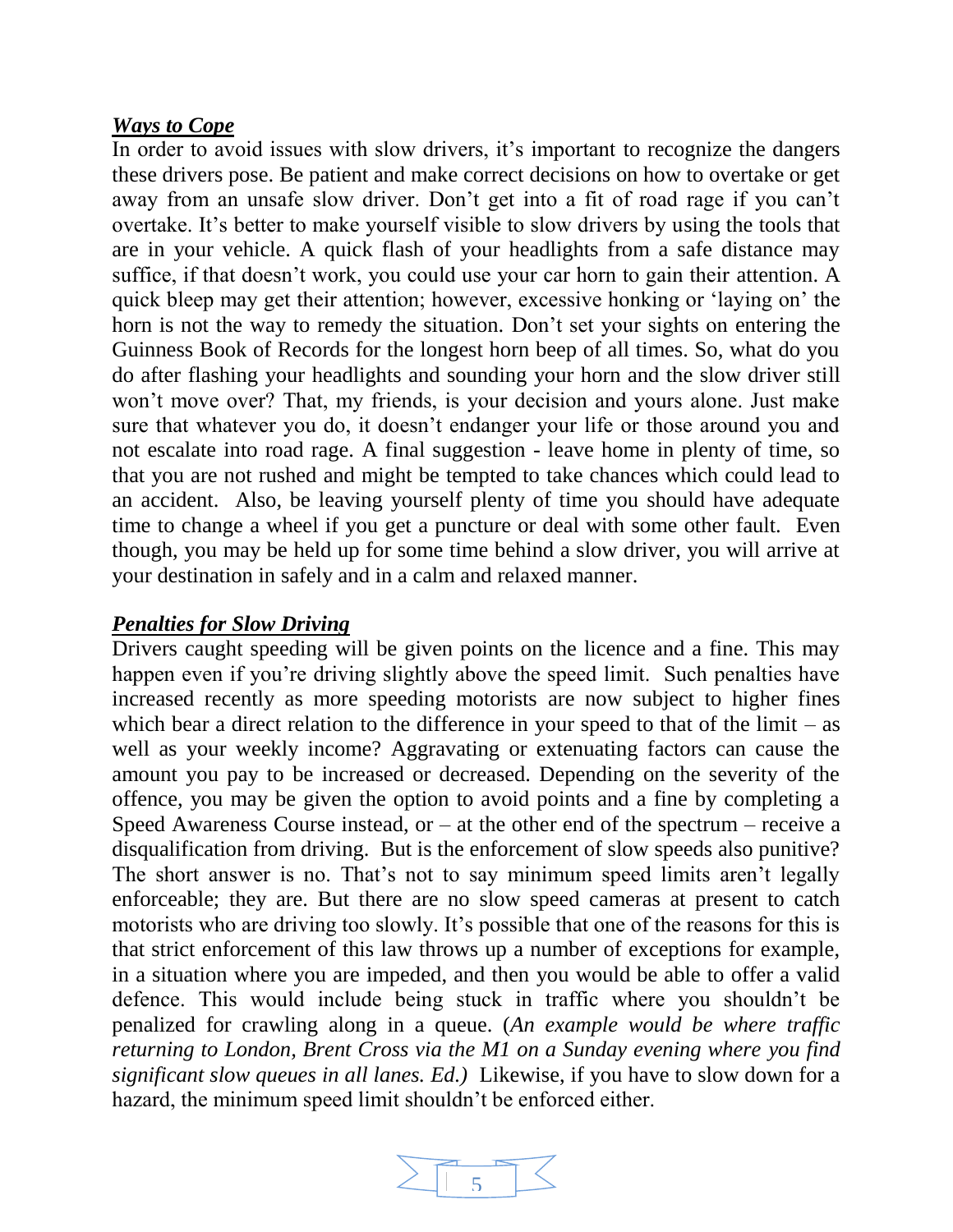### ***Ways to Cope***

In order to avoid issues with slow drivers, it's important to recognize the dangers these drivers pose. Be patient and make correct decisions on how to overtake or get away from an unsafe slow driver. Don't get into a fit of road rage if you can't overtake. It's better to make yourself visible to slow drivers by using the tools that are in your vehicle. A quick flash of your headlights from a safe distance may suffice, if that doesn't work, you could use your car horn to gain their attention. A quick bleep may get their attention; however, excessive honking or 'laying on' the horn is not the way to remedy the situation. Don't set your sights on entering the Guinness Book of Records for the longest horn beep of all times. So, what do you do after flashing your headlights and sounding your horn and the slow driver still won't move over? That, my friends, is your decision and yours alone. Just make sure that whatever you do, it doesn't endanger your life or those around you and not escalate into road rage. A final suggestion - leave home in plenty of time, so that you are not rushed and might be tempted to take chances which could lead to an accident. Also, be leaving yourself plenty of time you should have adequate time to change a wheel if you get a puncture or deal with some other fault. Even though, you may be held up for some time behind a slow driver, you will arrive at your destination in safely and in a calm and relaxed manner.

### ***Penalties for Slow Driving***

Drivers caught speeding will be given points on the licence and a fine. This may happen even if you're driving slightly above the speed limit. Such penalties have increased recently as more speeding motorists are now subject to higher fines which bear a direct relation to the difference in your speed to that of the limit – as well as your weekly income? Aggravating or extenuating factors can cause the amount you pay to be increased or decreased. Depending on the severity of the offence, you may be given the option to avoid points and a fine by completing a Speed Awareness Course instead, or – at the other end of the spectrum – receive a disqualification from driving. But is the enforcement of slow speeds also punitive? The short answer is no. That's not to say minimum speed limits aren't legally enforceable; they are. But there are no slow speed cameras at present to catch motorists who are driving too slowly. It's possible that one of the reasons for this is that strict enforcement of this law throws up a number of exceptions for example, in a situation where you are impeded, and then you would be able to offer a valid defence. This would include being stuck in traffic where you shouldn't be penalized for crawling along in a queue. (*An example would be where traffic returning to London, Brent Cross via the M1 on a Sunday evening where you find significant slow queues in all lanes. Ed.)* Likewise, if you have to slow down for a hazard, the minimum speed limit shouldn't be enforced either.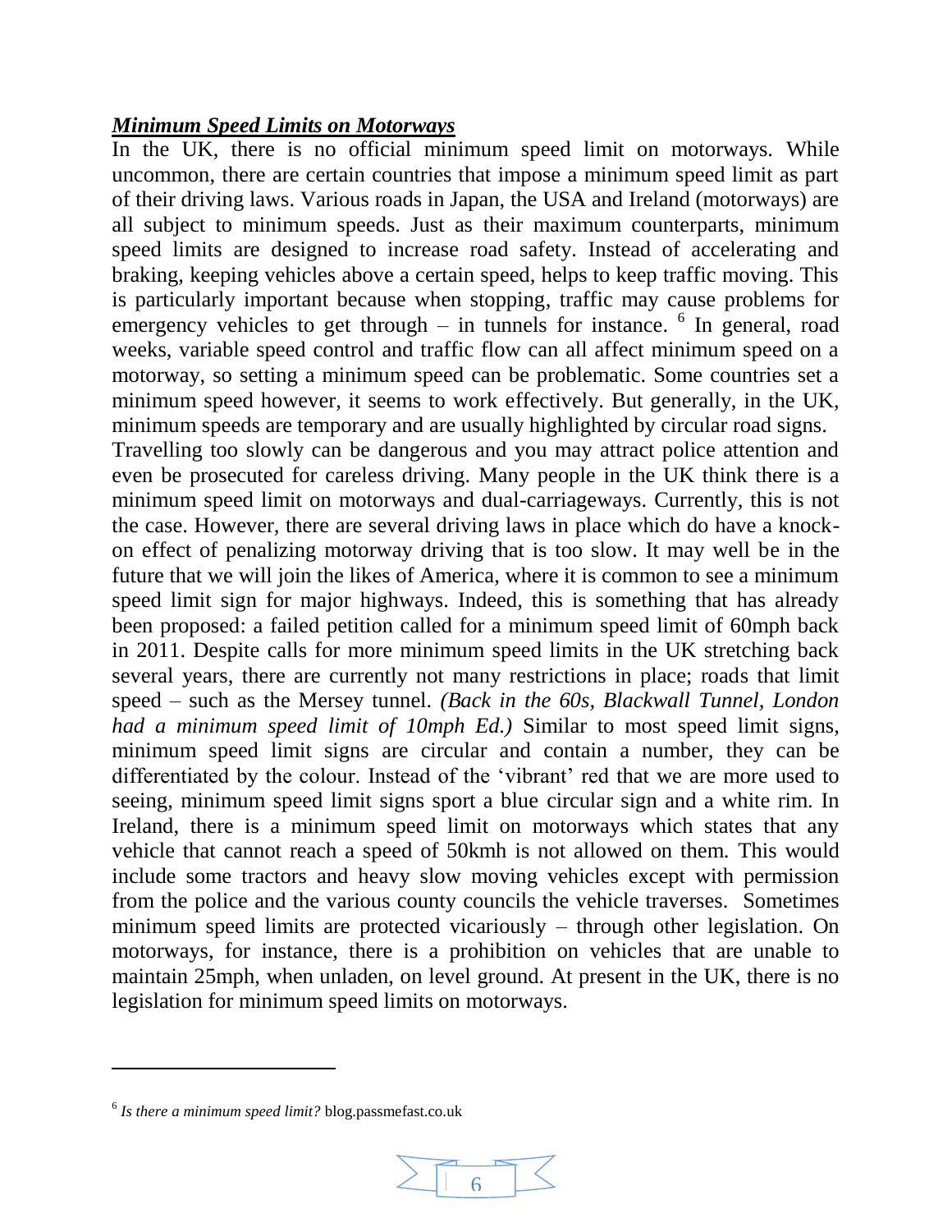***Minimum Speed Limits on Motorways***

In the UK, there is no official minimum speed limit on motorways. While uncommon, there are certain countries that impose a minimum speed limit as part of their driving laws. Various roads in Japan, the USA and Ireland (motorways) are all subject to minimum speeds. Just as their maximum counterparts, minimum speed limits are designed to increase road safety. Instead of accelerating and braking, keeping vehicles above a certain speed, helps to keep traffic moving. This is particularly important because when stopping, traffic may cause problems for emergency vehicles to get through – in tunnels for instance. [6] In general, road weeks, variable speed control and traffic flow can all affect minimum speed on a motorway, so setting a minimum speed can be problematic. Some countries set a minimum speed however, it seems to work effectively. But generally, in the UK, minimum speeds are temporary and are usually highlighted by circular road signs.

Travelling too slowly can be dangerous and you may attract police attention and even be prosecuted for careless driving. Many people in the UK think there is a minimum speed limit on motorways and dual-carriageways. Currently, this is not the case. However, there are several driving laws in place which do have a knock-on effect of penalizing motorway driving that is too slow. It may well be in the future that we will join the likes of America, where it is common to see a minimum speed limit sign for major highways. Indeed, this is something that has already been proposed: a failed petition called for a minimum speed limit of 60mph back in 2011. Despite calls for more minimum speed limits in the UK stretching back several years, there are currently not many restrictions in place; roads that limit speed – such as the Mersey tunnel. *(Back in the 60s, Blackwall Tunnel, London had a minimum speed limit of 10mph Ed.)* Similar to most speed limit signs, minimum speed limit signs are circular and contain a number, they can be differentiated by the colour. Instead of the 'vibrant' red that we are more used to seeing, minimum speed limit signs sport a blue circular sign and a white rim. In Ireland, there is a minimum speed limit on motorways which states that any vehicle that cannot reach a speed of 50kmh is not allowed on them. This would include some tractors and heavy slow moving vehicles except with permission from the police and the various county councils the vehicle traverses. Sometimes minimum speed limits are protected vicariously – through other legislation. On motorways, for instance, there is a prohibition on vehicles that are unable to maintain 25mph, when unladen, on level ground. At present in the UK, there is no legislation for minimum speed limits on motorways.

---

[6] *Is there a minimum speed limit?* blog.passmefast.co.uk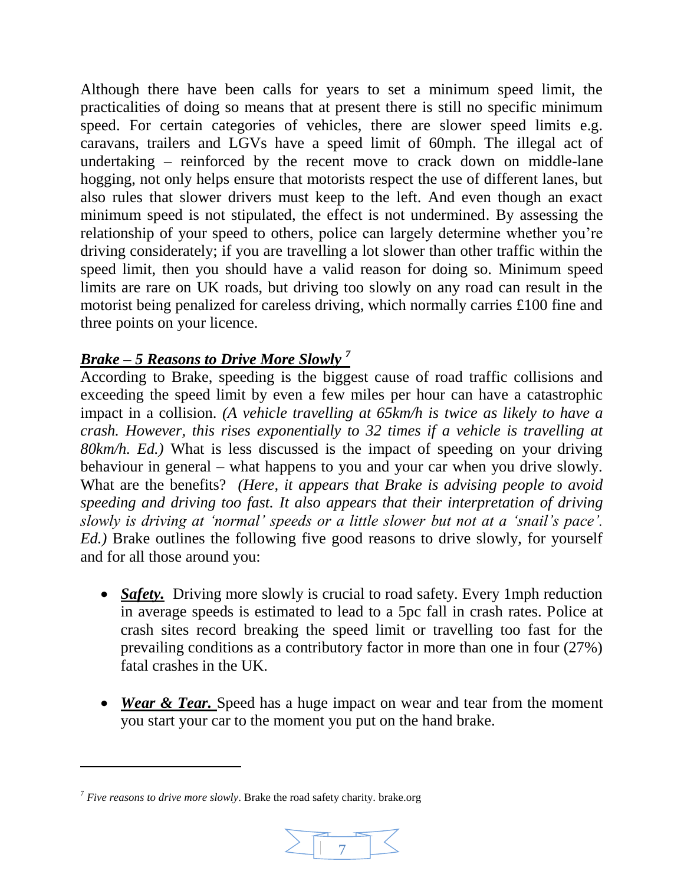Although there have been calls for years to set a minimum speed limit, the practicalities of doing so means that at present there is still no specific minimum speed. For certain categories of vehicles, there are slower speed limits e.g. caravans, trailers and LGVs have a speed limit of 60mph. The illegal act of undertaking – reinforced by the recent move to crack down on middle-lane hogging, not only helps ensure that motorists respect the use of different lanes, but also rules that slower drivers must keep to the left. And even though an exact minimum speed is not stipulated, the effect is not undermined. By assessing the relationship of your speed to others, police can largely determine whether you're driving considerately; if you are travelling a lot slower than other traffic within the speed limit, then you should have a valid reason for doing so. Minimum speed limits are rare on UK roads, but driving too slowly on any road can result in the motorist being penalized for careless driving, which normally carries £100 fine and three points on your licence.

## ***Brake – 5 Reasons to Drive More Slowly*** [7]

According to Brake, speeding is the biggest cause of road traffic collisions and exceeding the speed limit by even a few miles per hour can have a catastrophic impact in a collision. *(A vehicle travelling at 65km/h is twice as likely to have a crash. However, this rises exponentially to 32 times if a vehicle is travelling at 80km/h. Ed.)* What is less discussed is the impact of speeding on your driving behaviour in general – what happens to you and your car when you drive slowly. What are the benefits? *(Here, it appears that Brake is advising people to avoid speeding and driving too fast. It also appears that their interpretation of driving slowly is driving at 'normal' speeds or a little slower but not at a 'snail's pace'. Ed.)* Brake outlines the following five good reasons to drive slowly, for yourself and for all those around you:

- ***Safety.*** Driving more slowly is crucial to road safety. Every 1mph reduction in average speeds is estimated to lead to a 5pc fall in crash rates. Police at crash sites record breaking the speed limit or travelling too fast for the prevailing conditions as a contributory factor in more than one in four (27%) fatal crashes in the UK.

- ***Wear & Tear.*** Speed has a huge impact on wear and tear from the moment you start your car to the moment you put on the hand brake.

---

[7] *Five reasons to drive more slowly*. Brake the road safety charity. brake.org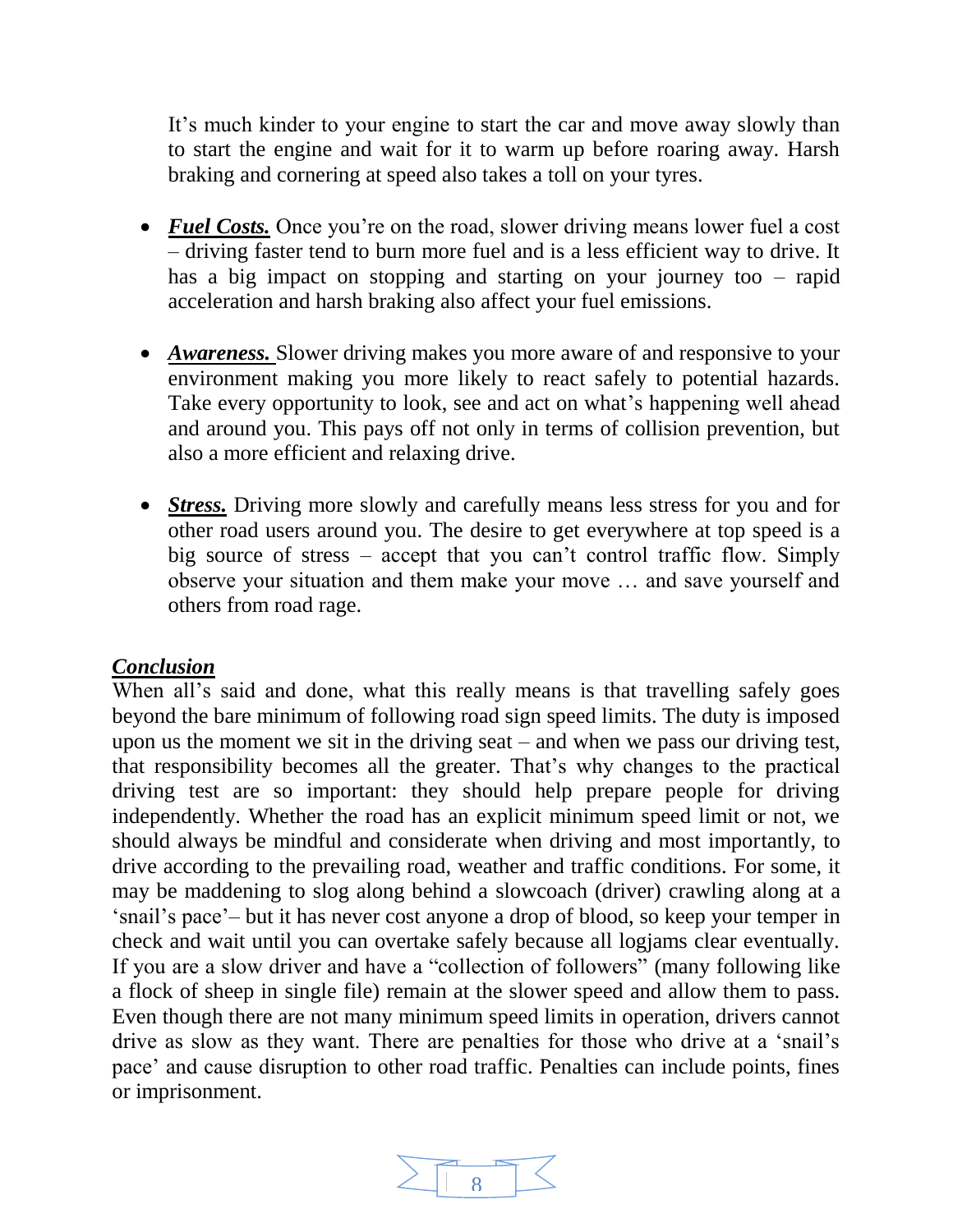It's much kinder to your engine to start the car and move away slowly than to start the engine and wait for it to warm up before roaring away. Harsh braking and cornering at speed also takes a toll on your tyres.

- ***Fuel Costs.*** Once you're on the road, slower driving means lower fuel a cost – driving faster tend to burn more fuel and is a less efficient way to drive. It has a big impact on stopping and starting on your journey too – rapid acceleration and harsh braking also affect your fuel emissions.

- ***Awareness.*** Slower driving makes you more aware of and responsive to your environment making you more likely to react safely to potential hazards. Take every opportunity to look, see and act on what's happening well ahead and around you. This pays off not only in terms of collision prevention, but also a more efficient and relaxing drive.

- ***Stress.*** Driving more slowly and carefully means less stress for you and for other road users around you. The desire to get everywhere at top speed is a big source of stress – accept that you can't control traffic flow. Simply observe your situation and them make your move … and save yourself and others from road rage.

***Conclusion***

When all's said and done, what this really means is that travelling safely goes beyond the bare minimum of following road sign speed limits. The duty is imposed upon us the moment we sit in the driving seat – and when we pass our driving test, that responsibility becomes all the greater. That's why changes to the practical driving test are so important: they should help prepare people for driving independently. Whether the road has an explicit minimum speed limit or not, we should always be mindful and considerate when driving and most importantly, to drive according to the prevailing road, weather and traffic conditions. For some, it may be maddening to slog along behind a slowcoach (driver) crawling along at a 'snail's pace'– but it has never cost anyone a drop of blood, so keep your temper in check and wait until you can overtake safely because all logjams clear eventually. If you are a slow driver and have a "collection of followers" (many following like a flock of sheep in single file) remain at the slower speed and allow them to pass. Even though there are not many minimum speed limits in operation, drivers cannot drive as slow as they want. There are penalties for those who drive at a 'snail's pace' and cause disruption to other road traffic. Penalties can include points, fines or imprisonment.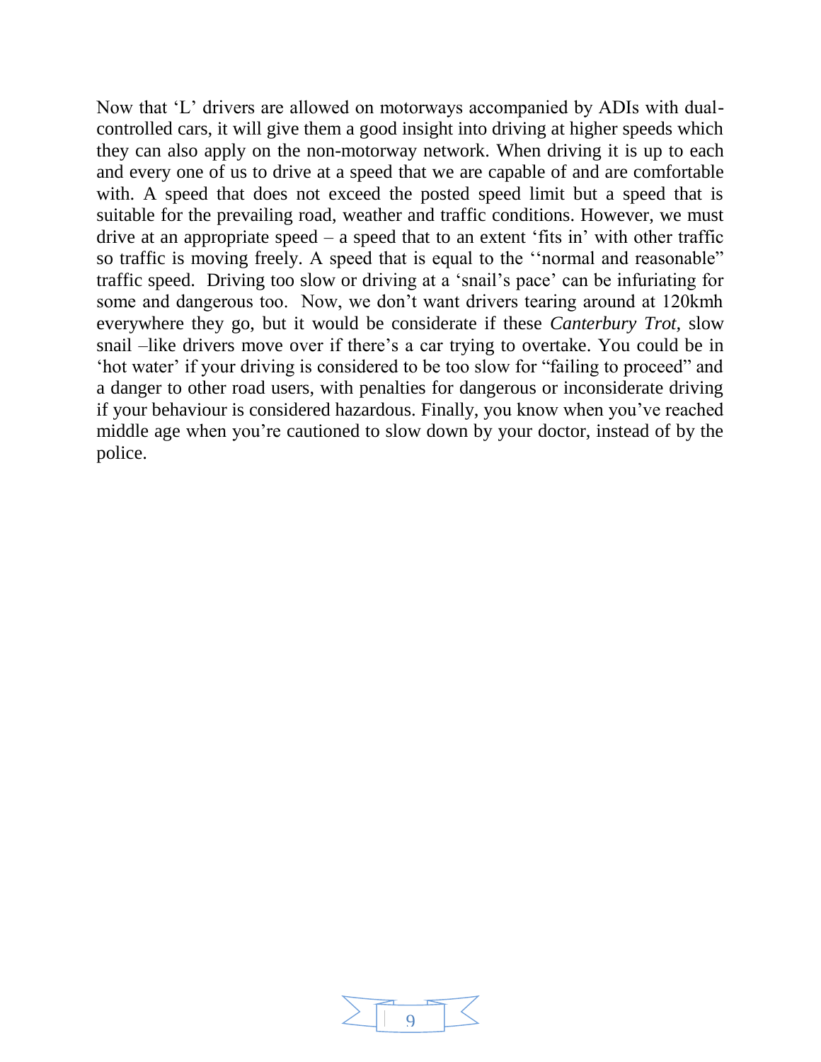Now that 'L' drivers are allowed on motorways accompanied by ADIs with dual-controlled cars, it will give them a good insight into driving at higher speeds which they can also apply on the non-motorway network. When driving it is up to each and every one of us to drive at a speed that we are capable of and are comfortable with. A speed that does not exceed the posted speed limit but a speed that is suitable for the prevailing road, weather and traffic conditions. However, we must drive at an appropriate speed – a speed that to an extent 'fits in' with other traffic so traffic is moving freely. A speed that is equal to the ''normal and reasonable" traffic speed. Driving too slow or driving at a 'snail's pace' can be infuriating for some and dangerous too. Now, we don't want drivers tearing around at 120kmh everywhere they go, but it would be considerate if these *Canterbury Trot,* slow snail –like drivers move over if there's a car trying to overtake. You could be in 'hot water' if your driving is considered to be too slow for "failing to proceed" and a danger to other road users, with penalties for dangerous or inconsiderate driving if your behaviour is considered hazardous. Finally, you know when you've reached middle age when you're cautioned to slow down by your doctor, instead of by the police.